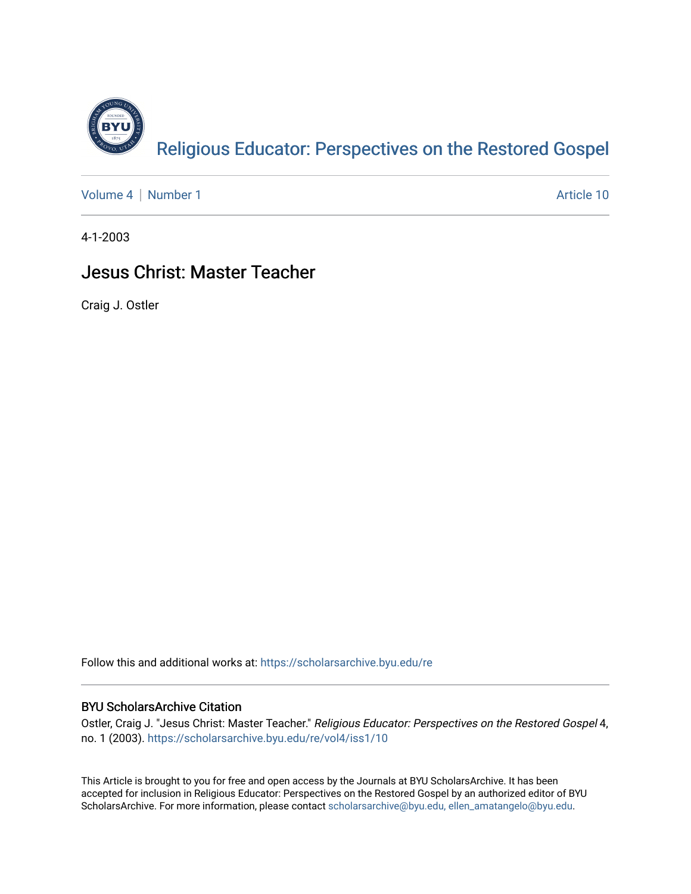Religious Educator: Perspectives on the Restored Gospel

Volume 4 | Number 1

Article 10

4-1-2003

# Jesus Christ: Master Teacher

Craig J. Ostler

Follow this and additional works at: https://scholarsarchive.byu.edu/re

## BYU ScholarsArchive Citation

Ostler, Craig J. "Jesus Christ: Master Teacher." *Religious Educator: Perspectives on the Restored Gospel* 4, no. 1 (2003). https://scholarsarchive.byu.edu/re/vol4/iss1/10

This Article is brought to you for free and open access by the Journals at BYU ScholarsArchive. It has been accepted for inclusion in Religious Educator: Perspectives on the Restored Gospel by an authorized editor of BYU ScholarsArchive. For more information, please contact scholarsarchive@byu.edu, ellen_amatangelo@byu.edu.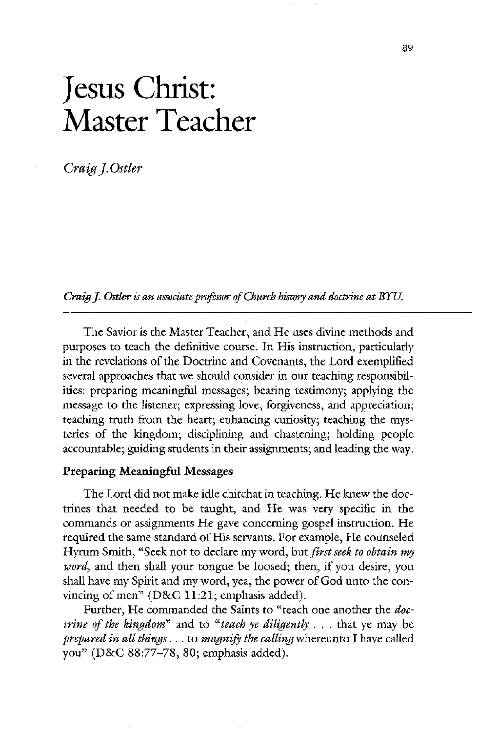# Jesus Christ: Master Teacher

*Craig J. Ostler*

*Craig J. Ostler is an associate professor of Church history and doctrine at BYU.*

---

The Savior is the Master Teacher, and He uses divine methods and purposes to teach the definitive course. In His instruction, particularly in the revelations of the Doctrine and Covenants, the Lord exemplified several approaches that we should consider in our teaching responsibilities: preparing meaningful messages; bearing testimony; applying the message to the listener; expressing love, forgiveness, and appreciation; teaching truth from the heart; enhancing curiosity; teaching the mysteries of the kingdom; disciplining and chastening; holding people accountable; guiding students in their assignments; and leading the way.

### Preparing Meaningful Messages

The Lord did not make idle chitchat in teaching. He knew the doctrines that needed to be taught, and He was very specific in the commands or assignments He gave concerning gospel instruction. He required the same standard of His servants. For example, He counseled Hyrum Smith, "Seek not to declare my word, but *first seek to obtain my word,* and then shall your tongue be loosed; then, if you desire, you shall have my Spirit and my word, yea, the power of God unto the convincing of men" (D&C 11:21; emphasis added).

Further, He commanded the Saints to "teach one another the *doctrine of the kingdom*" and to "*teach ye diligently* . . . that ye may be *prepared in all things* . . . to *magnify the calling* whereunto I have called you" (D&C 88:77–78, 80; emphasis added).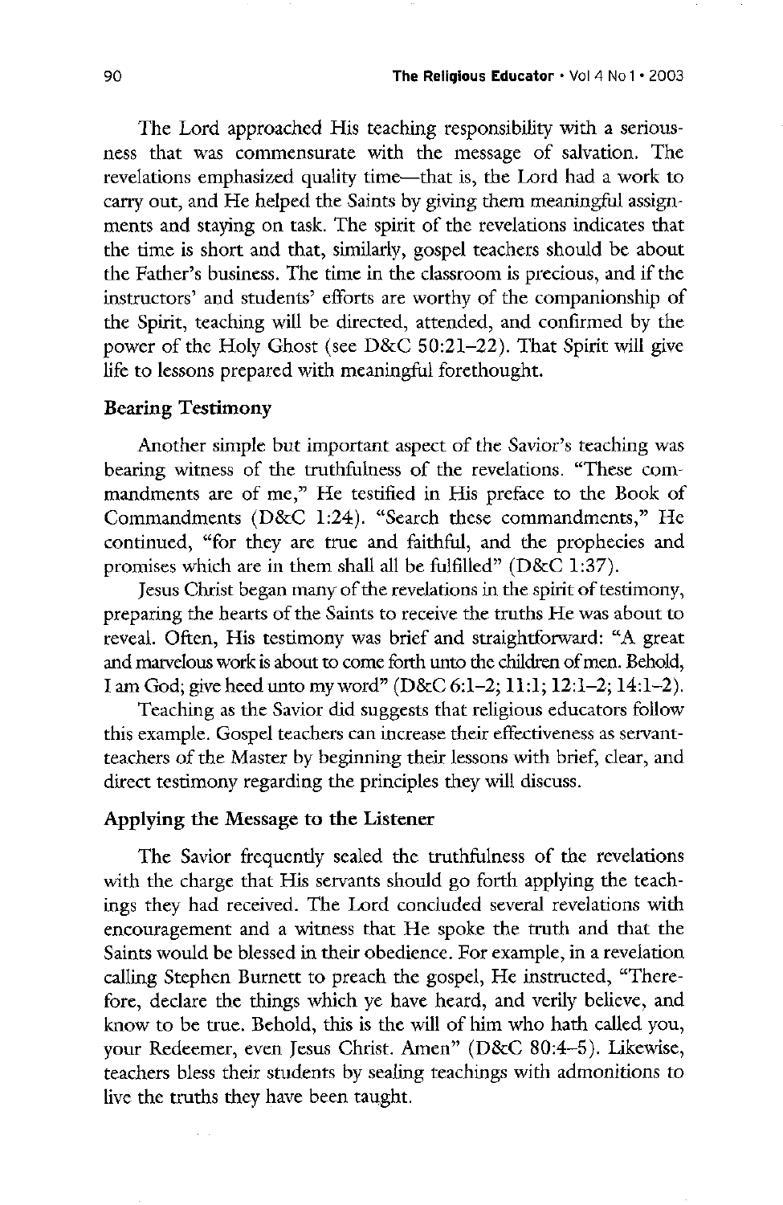The Lord approached His teaching responsibility with a seriousness that was commensurate with the message of salvation. The revelations emphasized quality time—that is, the Lord had a work to carry out, and He helped the Saints by giving them meaningful assignments and staying on task. The spirit of the revelations indicates that the time is short and that, similarly, gospel teachers should be about the Father's business. The time in the classroom is precious, and if the instructors' and students' efforts are worthy of the companionship of the Spirit, teaching will be directed, attended, and confirmed by the power of the Holy Ghost (see D&C 50:21–22). That Spirit will give life to lessons prepared with meaningful forethought.

### Bearing Testimony

Another simple but important aspect of the Savior's teaching was bearing witness of the truthfulness of the revelations. "These commandments are of me," He testified in His preface to the Book of Commandments (D&C 1:24). "Search these commandments," He continued, "for they are true and faithful, and the prophecies and promises which are in them shall all be fulfilled" (D&C 1:37).

Jesus Christ began many of the revelations in the spirit of testimony, preparing the hearts of the Saints to receive the truths He was about to reveal. Often, His testimony was brief and straightforward: "A great and marvelous work is about to come forth unto the children of men. Behold, I am God; give heed unto my word" (D&C 6:1–2; 11:1; 12:1–2; 14:1–2).

Teaching as the Savior did suggests that religious educators follow this example. Gospel teachers can increase their effectiveness as servant-teachers of the Master by beginning their lessons with brief, clear, and direct testimony regarding the principles they will discuss.

### Applying the Message to the Listener

The Savior frequently sealed the truthfulness of the revelations with the charge that His servants should go forth applying the teachings they had received. The Lord concluded several revelations with encouragement and a witness that He spoke the truth and that the Saints would be blessed in their obedience. For example, in a revelation calling Stephen Burnett to preach the gospel, He instructed, "Therefore, declare the things which ye have heard, and verily believe, and know to be true. Behold, this is the will of him who hath called you, your Redeemer, even Jesus Christ. Amen" (D&C 80:4–5). Likewise, teachers bless their students by sealing teachings with admonitions to live the truths they have been taught.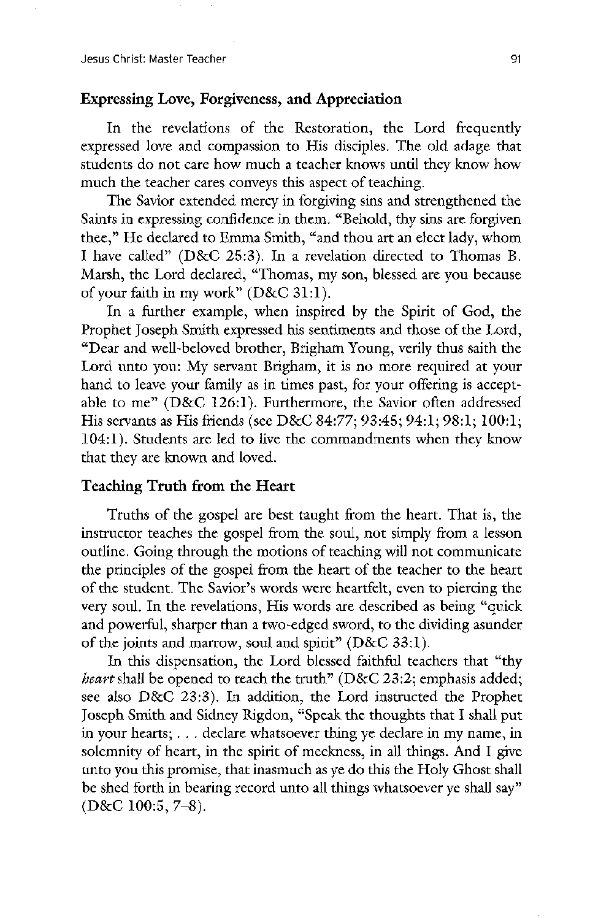### Expressing Love, Forgiveness, and Appreciation

In the revelations of the Restoration, the Lord frequently expressed love and compassion to His disciples. The old adage that students do not care how much a teacher knows until they know how much the teacher cares conveys this aspect of teaching.

The Savior extended mercy in forgiving sins and strengthened the Saints in expressing confidence in them. "Behold, thy sins are forgiven thee," He declared to Emma Smith, "and thou art an elect lady, whom I have called" (D&C 25:3). In a revelation directed to Thomas B. Marsh, the Lord declared, "Thomas, my son, blessed are you because of your faith in my work" (D&C 31:1).

In a further example, when inspired by the Spirit of God, the Prophet Joseph Smith expressed his sentiments and those of the Lord, "Dear and well-beloved brother, Brigham Young, verily thus saith the Lord unto you: My servant Brigham, it is no more required at your hand to leave your family as in times past, for your offering is acceptable to me" (D&C 126:1). Furthermore, the Savior often addressed His servants as His friends (see D&C 84:77; 93:45; 94:1; 98:1; 100:1; 104:1). Students are led to live the commandments when they know that they are known and loved.

### Teaching Truth from the Heart

Truths of the gospel are best taught from the heart. That is, the instructor teaches the gospel from the soul, not simply from a lesson outline. Going through the motions of teaching will not communicate the principles of the gospel from the heart of the teacher to the heart of the student. The Savior's words were heartfelt, even to piercing the very soul. In the revelations, His words are described as being "quick and powerful, sharper than a two-edged sword, to the dividing asunder of the joints and marrow, soul and spirit" (D&C 33:1).

In this dispensation, the Lord blessed faithful teachers that "thy *heart* shall be opened to teach the truth" (D&C 23:2; emphasis added; see also D&C 23:3). In addition, the Lord instructed the Prophet Joseph Smith and Sidney Rigdon, "Speak the thoughts that I shall put in your hearts; . . . declare whatsoever thing ye declare in my name, in solemnity of heart, in the spirit of meekness, in all things. And I give unto you this promise, that inasmuch as ye do this the Holy Ghost shall be shed forth in bearing record unto all things whatsoever ye shall say" (D&C 100:5, 7–8).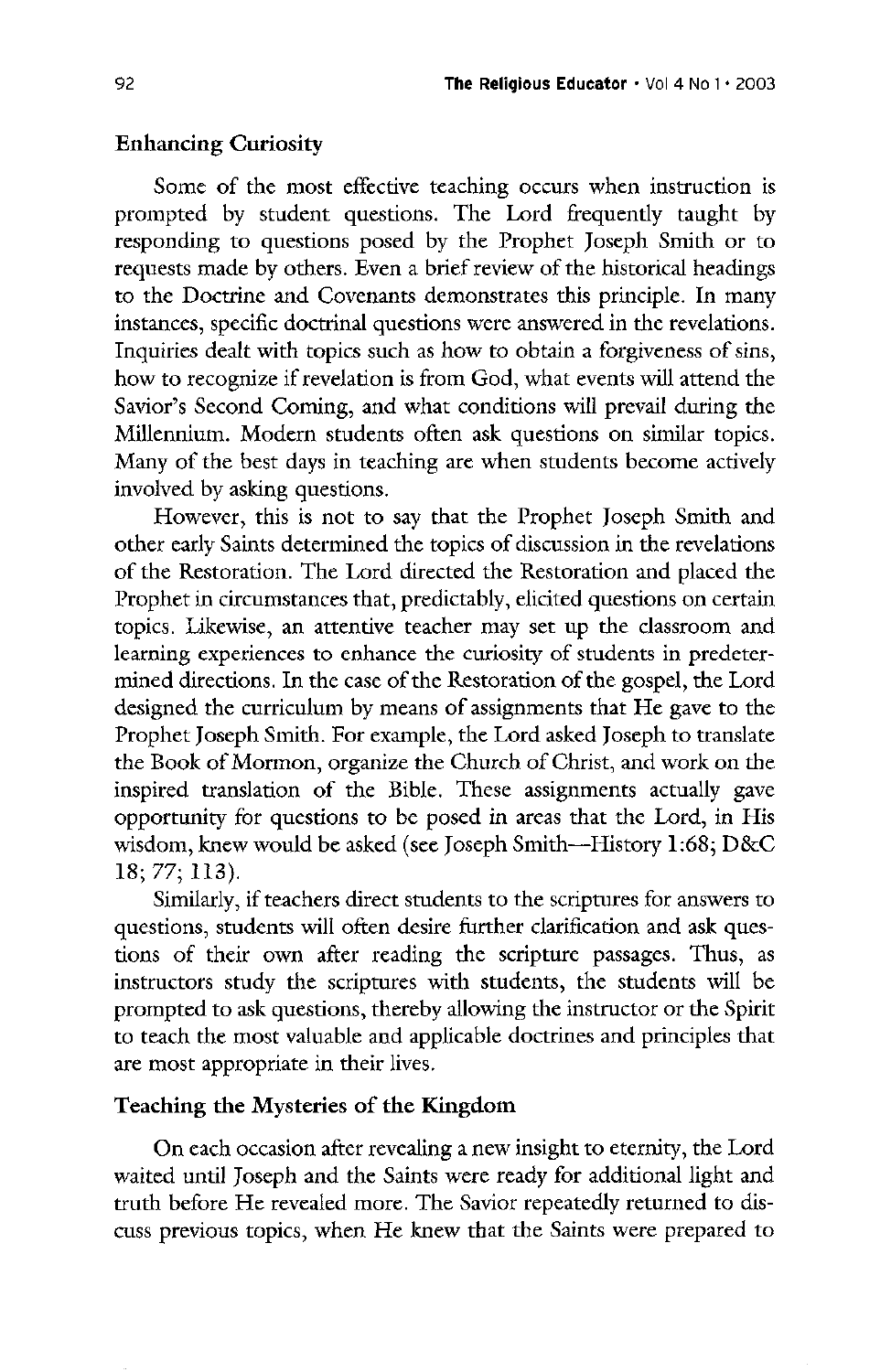## Enhancing Curiosity

Some of the most effective teaching occurs when instruction is prompted by student questions. The Lord frequently taught by responding to questions posed by the Prophet Joseph Smith or to requests made by others. Even a brief review of the historical headings to the Doctrine and Covenants demonstrates this principle. In many instances, specific doctrinal questions were answered in the revelations. Inquiries dealt with topics such as how to obtain a forgiveness of sins, how to recognize if revelation is from God, what events will attend the Savior's Second Coming, and what conditions will prevail during the Millennium. Modern students often ask questions on similar topics. Many of the best days in teaching are when students become actively involved by asking questions.

However, this is not to say that the Prophet Joseph Smith and other early Saints determined the topics of discussion in the revelations of the Restoration. The Lord directed the Restoration and placed the Prophet in circumstances that, predictably, elicited questions on certain topics. Likewise, an attentive teacher may set up the classroom and learning experiences to enhance the curiosity of students in predetermined directions. In the case of the Restoration of the gospel, the Lord designed the curriculum by means of assignments that He gave to the Prophet Joseph Smith. For example, the Lord asked Joseph to translate the Book of Mormon, organize the Church of Christ, and work on the inspired translation of the Bible. These assignments actually gave opportunity for questions to be posed in areas that the Lord, in His wisdom, knew would be asked (see Joseph Smith—History 1:68; D&C 18; 77; 113).

Similarly, if teachers direct students to the scriptures for answers to questions, students will often desire further clarification and ask questions of their own after reading the scripture passages. Thus, as instructors study the scriptures with students, the students will be prompted to ask questions, thereby allowing the instructor or the Spirit to teach the most valuable and applicable doctrines and principles that are most appropriate in their lives.

## Teaching the Mysteries of the Kingdom

On each occasion after revealing a new insight to eternity, the Lord waited until Joseph and the Saints were ready for additional light and truth before He revealed more. The Savior repeatedly returned to discuss previous topics, when He knew that the Saints were prepared to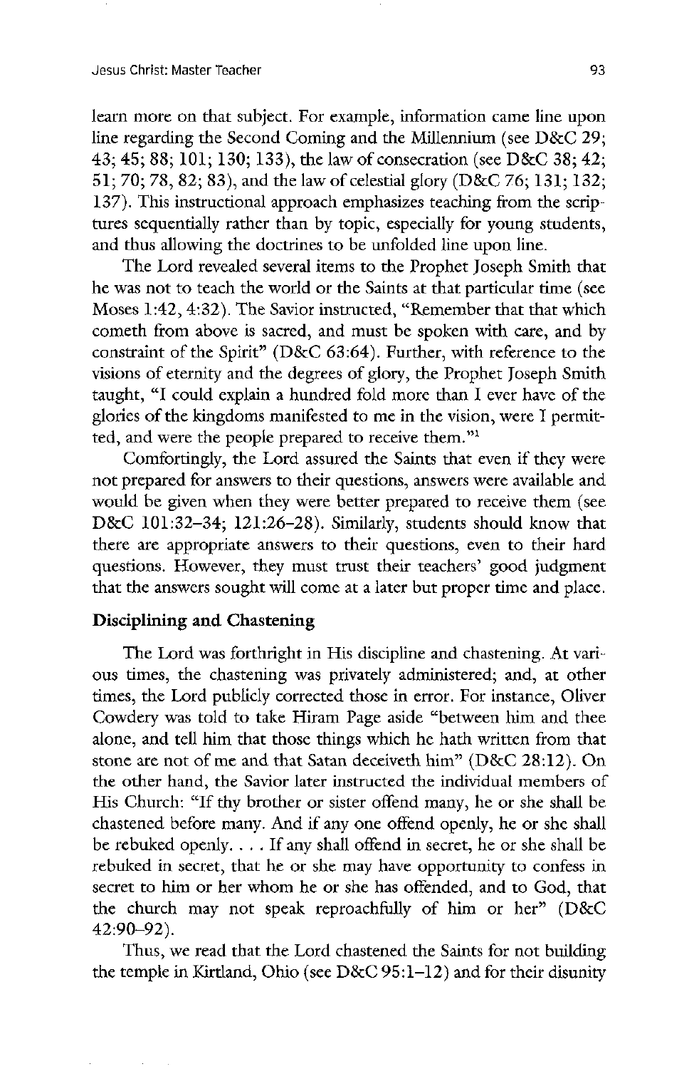learn more on that subject. For example, information came line upon line regarding the Second Coming and the Millennium (see D&C 29; 43; 45; 88; 101; 130; 133), the law of consecration (see D&C 38; 42; 51; 70; 78, 82; 83), and the law of celestial glory (D&C 76; 131; 132; 137). This instructional approach emphasizes teaching from the scriptures sequentially rather than by topic, especially for young students, and thus allowing the doctrines to be unfolded line upon line.

The Lord revealed several items to the Prophet Joseph Smith that he was not to teach the world or the Saints at that particular time (see Moses 1:42, 4:32). The Savior instructed, "Remember that that which cometh from above is sacred, and must be spoken with care, and by constraint of the Spirit" (D&C 63:64). Further, with reference to the visions of eternity and the degrees of glory, the Prophet Joseph Smith taught, "I could explain a hundred fold more than I ever have of the glories of the kingdoms manifested to me in the vision, were I permitted, and were the people prepared to receive them."[1]

Comfortingly, the Lord assured the Saints that even if they were not prepared for answers to their questions, answers were available and would be given when they were better prepared to receive them (see D&C 101:32–34; 121:26–28). Similarly, students should know that there are appropriate answers to their questions, even to their hard questions. However, they must trust their teachers' good judgment that the answers sought will come at a later but proper time and place.

### Disciplining and Chastening

The Lord was forthright in His discipline and chastening. At various times, the chastening was privately administered; and, at other times, the Lord publicly corrected those in error. For instance, Oliver Cowdery was told to take Hiram Page aside "between him and thee alone, and tell him that those things which he hath written from that stone are not of me and that Satan deceiveth him" (D&C 28:12). On the other hand, the Savior later instructed the individual members of His Church: "If thy brother or sister offend many, he or she shall be chastened before many. And if any one offend openly, he or she shall be rebuked openly. . . . If any shall offend in secret, he or she shall be rebuked in secret, that he or she may have opportunity to confess in secret to him or her whom he or she has offended, and to God, that the church may not speak reproachfully of him or her" (D&C 42:90–92).

Thus, we read that the Lord chastened the Saints for not building the temple in Kirtland, Ohio (see D&C 95:1–12) and for their disunity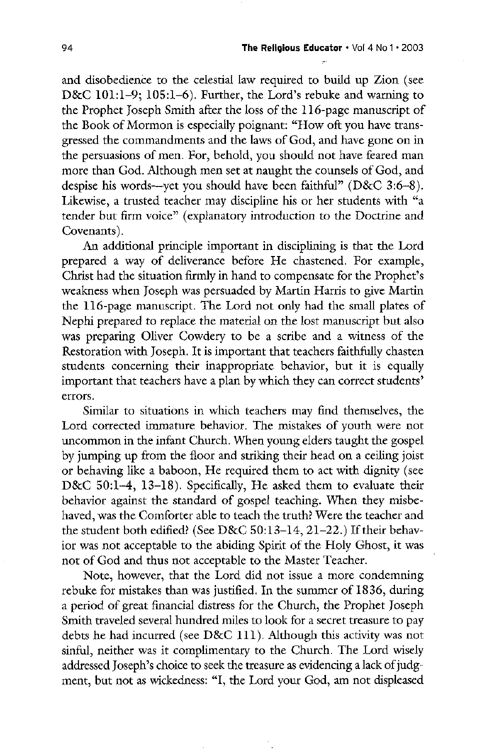and disobedience to the celestial law required to build up Zion (see D&C 101:1–9; 105:1–6). Further, the Lord's rebuke and warning to the Prophet Joseph Smith after the loss of the 116-page manuscript of the Book of Mormon is especially poignant: "How oft you have transgressed the commandments and the laws of God, and have gone on in the persuasions of men. For, behold, you should not have feared man more than God. Although men set at naught the counsels of God, and despise his words—yet you should have been faithful" (D&C 3:6–8). Likewise, a trusted teacher may discipline his or her students with "a tender but firm voice" (explanatory introduction to the Doctrine and Covenants).

An additional principle important in disciplining is that the Lord prepared a way of deliverance before He chastened. For example, Christ had the situation firmly in hand to compensate for the Prophet's weakness when Joseph was persuaded by Martin Harris to give Martin the 116-page manuscript. The Lord not only had the small plates of Nephi prepared to replace the material on the lost manuscript but also was preparing Oliver Cowdery to be a scribe and a witness of the Restoration with Joseph. It is important that teachers faithfully chasten students concerning their inappropriate behavior, but it is equally important that teachers have a plan by which they can correct students' errors.

Similar to situations in which teachers may find themselves, the Lord corrected immature behavior. The mistakes of youth were not uncommon in the infant Church. When young elders taught the gospel by jumping up from the floor and striking their head on a ceiling joist or behaving like a baboon, He required them to act with dignity (see D&C 50:1–4, 13–18). Specifically, He asked them to evaluate their behavior against the standard of gospel teaching. When they misbehaved, was the Comforter able to teach the truth? Were the teacher and the student both edified? (See D&C 50:13–14, 21–22.) If their behavior was not acceptable to the abiding Spirit of the Holy Ghost, it was not of God and thus not acceptable to the Master Teacher.

Note, however, that the Lord did not issue a more condemning rebuke for mistakes than was justified. In the summer of 1836, during a period of great financial distress for the Church, the Prophet Joseph Smith traveled several hundred miles to look for a secret treasure to pay debts he had incurred (see D&C 111). Although this activity was not sinful, neither was it complimentary to the Church. The Lord wisely addressed Joseph's choice to seek the treasure as evidencing a lack of judgment, but not as wickedness: "I, the Lord your God, am not displeased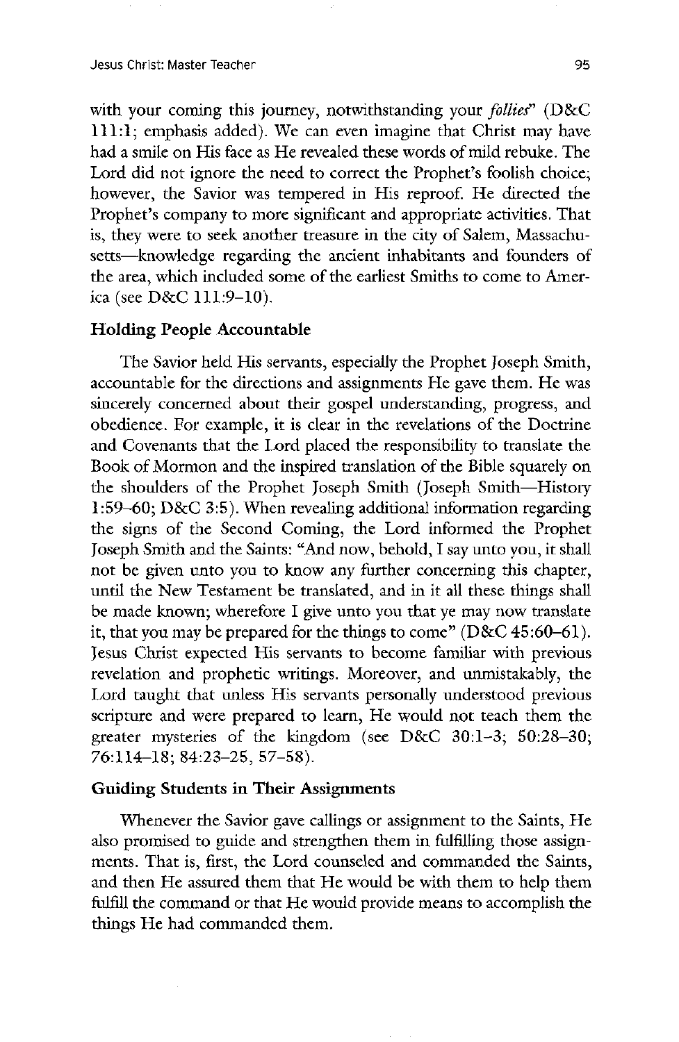with your coming this journey, notwithstanding your *follies*" (D&C 111:1; emphasis added). We can even imagine that Christ may have had a smile on His face as He revealed these words of mild rebuke. The Lord did not ignore the need to correct the Prophet's foolish choice; however, the Savior was tempered in His reproof. He directed the Prophet's company to more significant and appropriate activities. That is, they were to seek another treasure in the city of Salem, Massachusetts—knowledge regarding the ancient inhabitants and founders of the area, which included some of the earliest Smiths to come to America (see D&C 111:9–10).

### Holding People Accountable

The Savior held His servants, especially the Prophet Joseph Smith, accountable for the directions and assignments He gave them. He was sincerely concerned about their gospel understanding, progress, and obedience. For example, it is clear in the revelations of the Doctrine and Covenants that the Lord placed the responsibility to translate the Book of Mormon and the inspired translation of the Bible squarely on the shoulders of the Prophet Joseph Smith (Joseph Smith—History 1:59–60; D&C 3:5). When revealing additional information regarding the signs of the Second Coming, the Lord informed the Prophet Joseph Smith and the Saints: "And now, behold, I say unto you, it shall not be given unto you to know any further concerning this chapter, until the New Testament be translated, and in it all these things shall be made known; wherefore I give unto you that ye may now translate it, that you may be prepared for the things to come" (D&C 45:60–61). Jesus Christ expected His servants to become familiar with previous revelation and prophetic writings. Moreover, and unmistakably, the Lord taught that unless His servants personally understood previous scripture and were prepared to learn, He would not teach them the greater mysteries of the kingdom (see D&C 30:1–3; 50:28–30; 76:114–18; 84:23–25, 57–58).

### Guiding Students in Their Assignments

Whenever the Savior gave callings or assignment to the Saints, He also promised to guide and strengthen them in fulfilling those assignments. That is, first, the Lord counseled and commanded the Saints, and then He assured them that He would be with them to help them fulfill the command or that He would provide means to accomplish the things He had commanded them.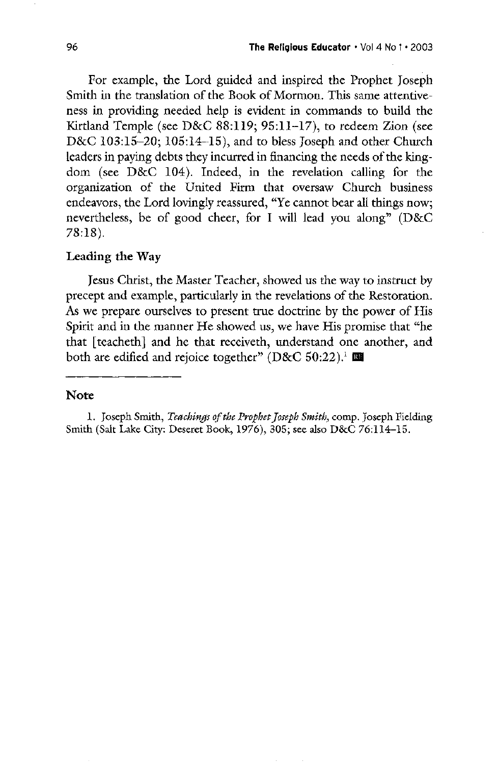For example, the Lord guided and inspired the Prophet Joseph Smith in the translation of the Book of Mormon. This same attentiveness in providing needed help is evident in commands to build the Kirtland Temple (see D&C 88:119; 95:11–17), to redeem Zion (see D&C 103:15–20; 105:14–15), and to bless Joseph and other Church leaders in paying debts they incurred in financing the needs of the kingdom (see D&C 104). Indeed, in the revelation calling for the organization of the United Firm that oversaw Church business endeavors, the Lord lovingly reassured, "Ye cannot bear all things now; nevertheless, be of good cheer, for I will lead you along" (D&C 78:18).

## Leading the Way

Jesus Christ, the Master Teacher, showed us the way to instruct by precept and example, particularly in the revelations of the Restoration. As we prepare ourselves to present true doctrine by the power of His Spirit and in the manner He showed us, we have His promise that "he that [teacheth] and he that receiveth, understand one another, and both are edified and rejoice together" (D&C 50:22).[1]

---

## Note

1. Joseph Smith, *Teachings of the Prophet Joseph Smith*, comp. Joseph Fielding Smith (Salt Lake City: Deseret Book, 1976), 305; see also D&C 76:114–15.